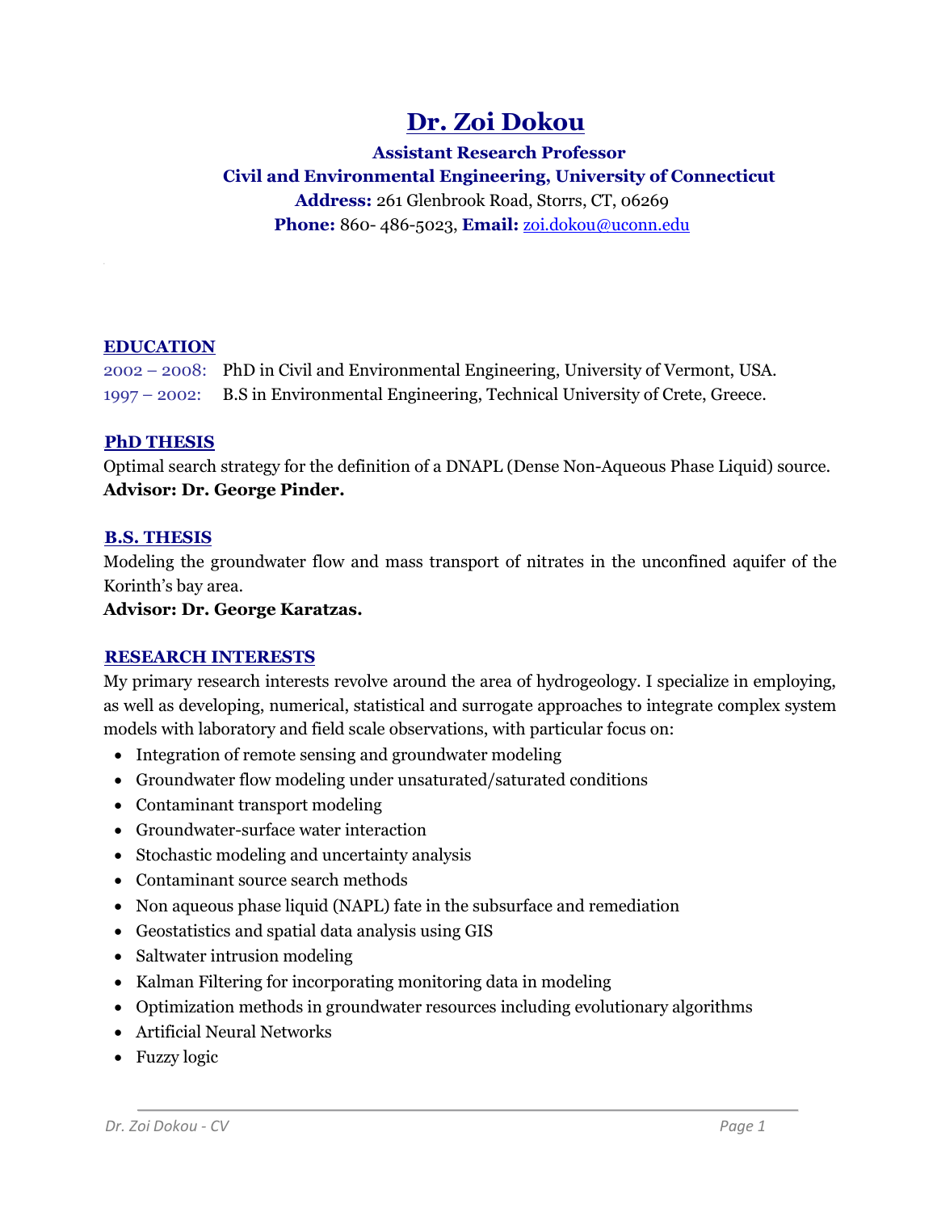# Dr. Zoi Dokou

**Assistant Research Professor**
**Civil and Environmental Engineering, University of Connecticut**
**Address:** 261 Glenbrook Road, Storrs, CT, 06269
**Phone:** 860- 486-5023, **Email:** zoi.dokou@uconn.edu

## EDUCATION

2002 – 2008: PhD in Civil and Environmental Engineering, University of Vermont, USA.
1997 – 2002: B.S in Environmental Engineering, Technical University of Crete, Greece.

## PhD THESIS

Optimal search strategy for the definition of a DNAPL (Dense Non-Aqueous Phase Liquid) source.
**Advisor: Dr. George Pinder.**

## B.S. THESIS

Modeling the groundwater flow and mass transport of nitrates in the unconfined aquifer of the Korinth's bay area.
**Advisor: Dr. George Karatzas.**

## RESEARCH INTERESTS

My primary research interests revolve around the area of hydrogeology. I specialize in employing, as well as developing, numerical, statistical and surrogate approaches to integrate complex system models with laboratory and field scale observations, with particular focus on:

- Integration of remote sensing and groundwater modeling
- Groundwater flow modeling under unsaturated/saturated conditions
- Contaminant transport modeling
- Groundwater-surface water interaction
- Stochastic modeling and uncertainty analysis
- Contaminant source search methods
- Non aqueous phase liquid (NAPL) fate in the subsurface and remediation
- Geostatistics and spatial data analysis using GIS
- Saltwater intrusion modeling
- Kalman Filtering for incorporating monitoring data in modeling
- Optimization methods in groundwater resources including evolutionary algorithms
- Artificial Neural Networks
- Fuzzy logic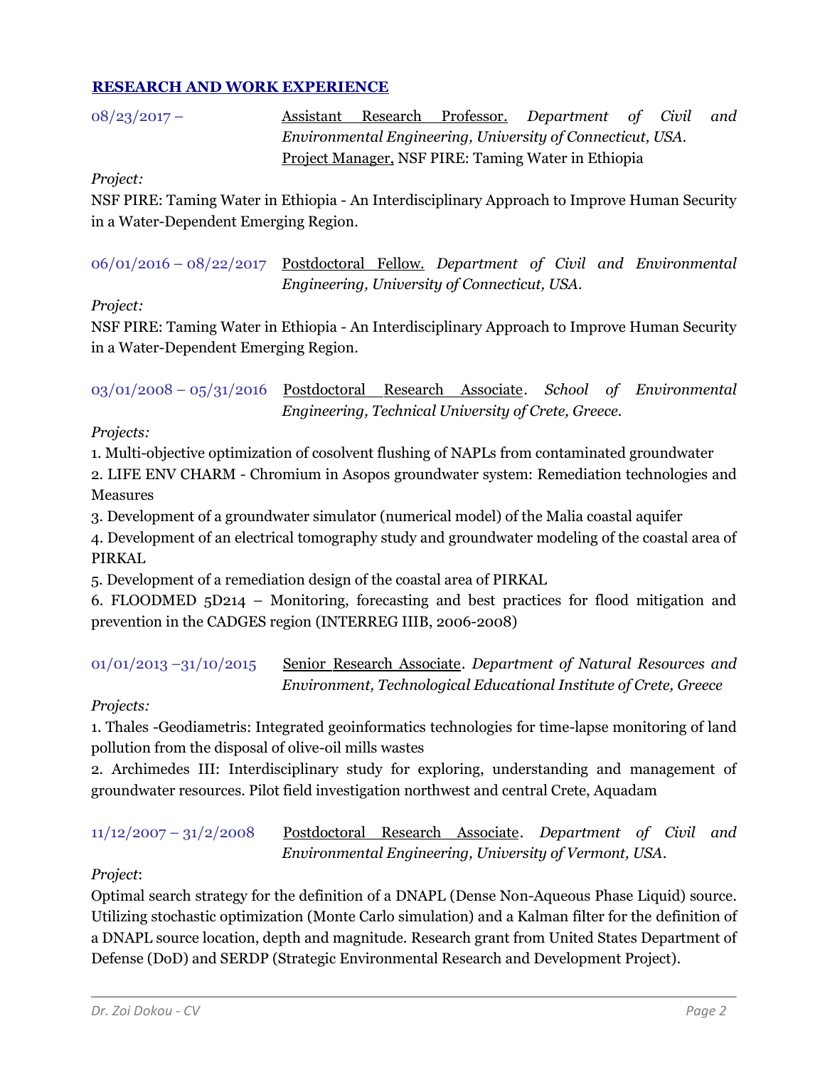## RESEARCH AND WORK EXPERIENCE

08/23/2017 – Assistant Research Professor. *Department of Civil and Environmental Engineering, University of Connecticut, USA.*
Project Manager, NSF PIRE: Taming Water in Ethiopia

*Project:*

NSF PIRE: Taming Water in Ethiopia - An Interdisciplinary Approach to Improve Human Security in a Water-Dependent Emerging Region.

06/01/2016 – 08/22/2017 Postdoctoral Fellow. *Department of Civil and Environmental Engineering, University of Connecticut, USA.*

*Project:*

NSF PIRE: Taming Water in Ethiopia - An Interdisciplinary Approach to Improve Human Security in a Water-Dependent Emerging Region.

03/01/2008 – 05/31/2016 Postdoctoral Research Associate. *School of Environmental Engineering, Technical University of Crete, Greece.*

*Projects:*

1. Multi-objective optimization of cosolvent flushing of NAPLs from contaminated groundwater
2. LIFE ENV CHARM - Chromium in Asopos groundwater system: Remediation technologies and Measures
3. Development of a groundwater simulator (numerical model) of the Malia coastal aquifer
4. Development of an electrical tomography study and groundwater modeling of the coastal area of PIRKAL
5. Development of a remediation design of the coastal area of PIRKAL
6. FLOODMED 5D214 – Monitoring, forecasting and best practices for flood mitigation and prevention in the CADGES region (INTERREG IIIB, 2006-2008)

01/01/2013 –31/10/2015 Senior Research Associate. *Department of Natural Resources and Environment, Technological Educational Institute of Crete, Greece*

*Projects:*

1. Thales -Geodiametris: Integrated geoinformatics technologies for time-lapse monitoring of land pollution from the disposal of olive-oil mills wastes
2. Archimedes III: Interdisciplinary study for exploring, understanding and management of groundwater resources. Pilot field investigation northwest and central Crete, Aquadam

11/12/2007 – 31/2/2008 Postdoctoral Research Associate. *Department of Civil and Environmental Engineering, University of Vermont, USA.*

*Project*:

Optimal search strategy for the definition of a DNAPL (Dense Non-Aqueous Phase Liquid) source. Utilizing stochastic optimization (Monte Carlo simulation) and a Kalman filter for the definition of a DNAPL source location, depth and magnitude. Research grant from United States Department of Defense (DoD) and SERDP (Strategic Environmental Research and Development Project).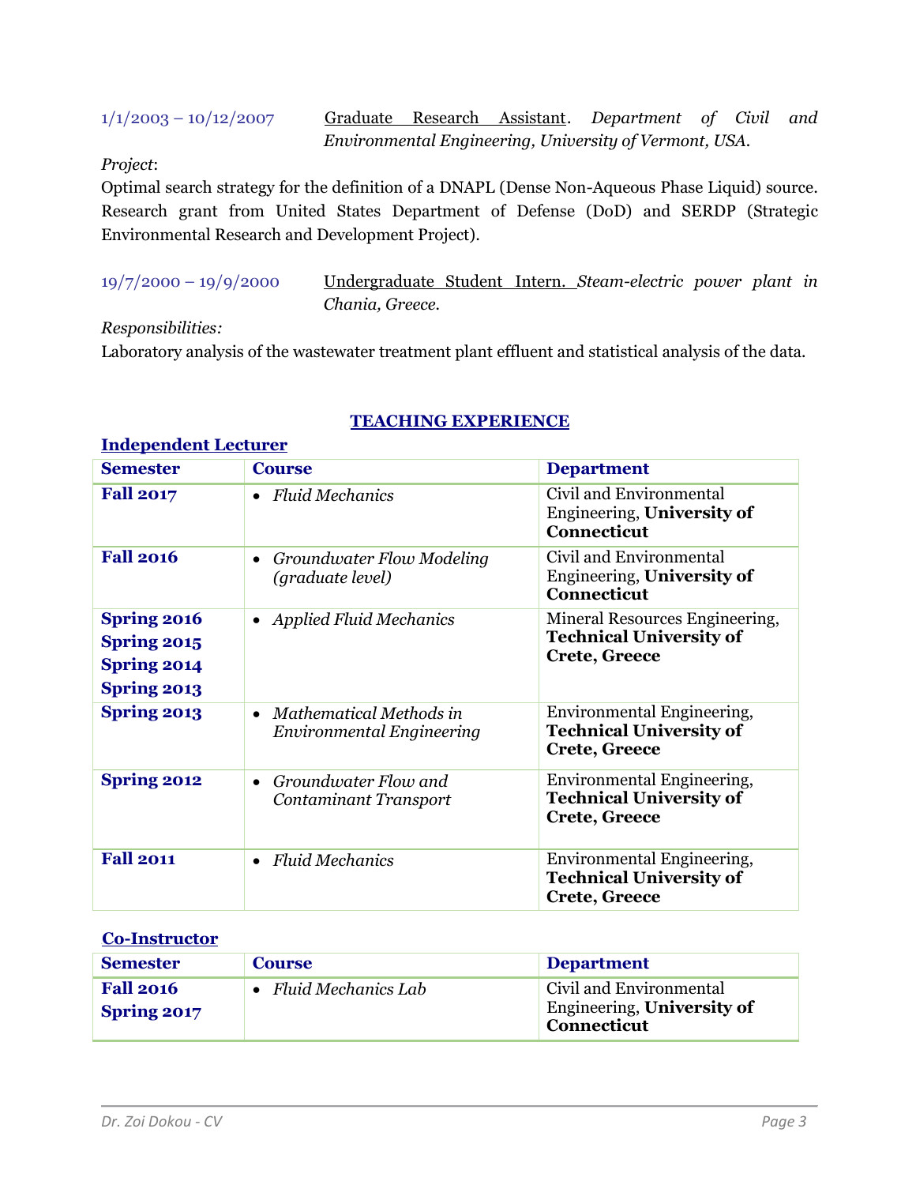1/1/2003 – 10/12/2007 <u>Graduate Research Assistant</u>. *Department of Civil and Environmental Engineering, University of Vermont, USA.*

*Project*:

Optimal search strategy for the definition of a DNAPL (Dense Non-Aqueous Phase Liquid) source. Research grant from United States Department of Defense (DoD) and SERDP (Strategic Environmental Research and Development Project).

19/7/2000 – 19/9/2000 <u>Undergraduate Student Intern.</u> *Steam-electric power plant in Chania, Greece.*

*Responsibilities:*

Laboratory analysis of the wastewater treatment plant effluent and statistical analysis of the data.

## TEACHING EXPERIENCE

### Independent Lecturer

| Semester | Course | Department |
|---|---|---|
| **Fall 2017** | • *Fluid Mechanics* | Civil and Environmental Engineering, **University of Connecticut** |
| **Fall 2016** | • *Groundwater Flow Modeling (graduate level)* | Civil and Environmental Engineering, **University of Connecticut** |
| **Spring 2016**<br>**Spring 2015**<br>**Spring 2014**<br>**Spring 2013** | • *Applied Fluid Mechanics* | Mineral Resources Engineering, **Technical University of Crete, Greece** |
| **Spring 2013** | • *Mathematical Methods in Environmental Engineering* | Environmental Engineering, **Technical University of Crete, Greece** |
| **Spring 2012** | • *Groundwater Flow and Contaminant Transport* | Environmental Engineering, **Technical University of Crete, Greece** |
| **Fall 2011** | • *Fluid Mechanics* | Environmental Engineering, **Technical University of Crete, Greece** |

### Co-Instructor

| Semester | Course | Department |
|---|---|---|
| **Fall 2016**<br>**Spring 2017** | • *Fluid Mechanics Lab* | Civil and Environmental Engineering, **University of Connecticut** |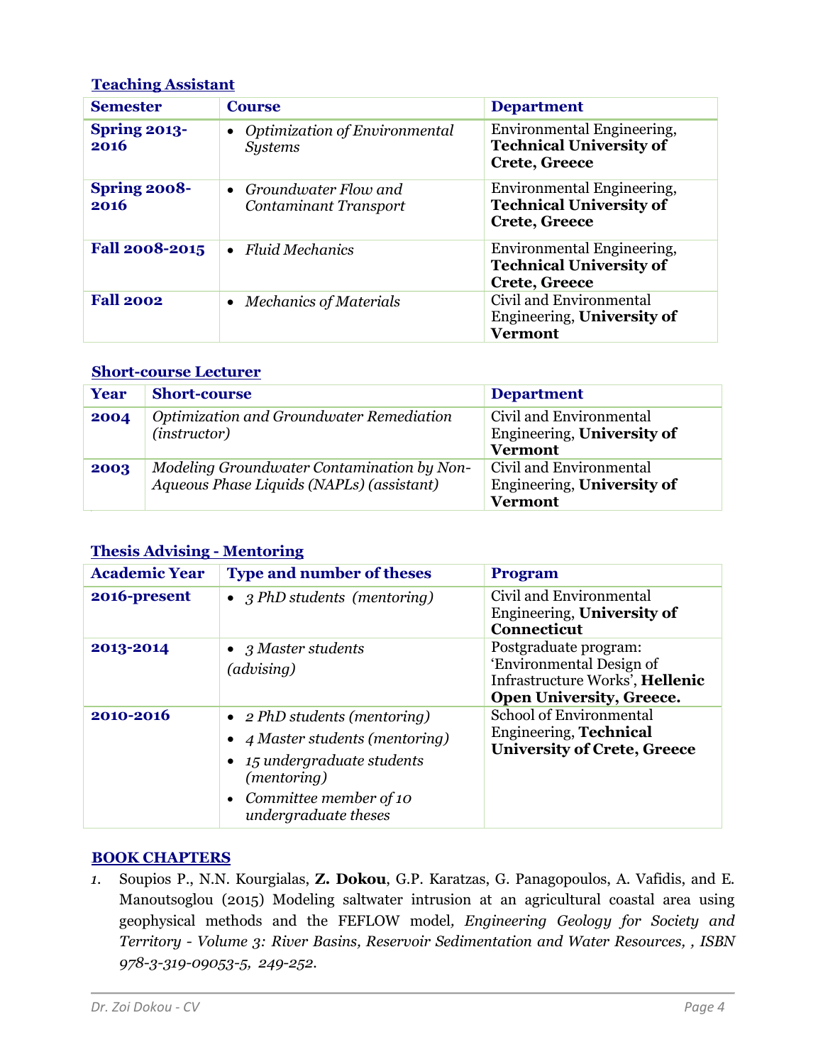### Teaching Assistant

| Semester | Course | Department |
|---|---|---|
| **Spring 2013-2016** | • *Optimization of Environmental Systems* | Environmental Engineering, **Technical University of Crete, Greece** |
| **Spring 2008-2016** | • *Groundwater Flow and Contaminant Transport* | Environmental Engineering, **Technical University of Crete, Greece** |
| **Fall 2008-2015** | • *Fluid Mechanics* | Environmental Engineering, **Technical University of Crete, Greece** |
| **Fall 2002** | • *Mechanics of Materials* | Civil and Environmental Engineering, **University of Vermont** |

### Short-course Lecturer

| Year | Short-course | Department |
|---|---|---|
| **2004** | *Optimization and Groundwater Remediation (instructor)* | Civil and Environmental Engineering, **University of Vermont** |
| **2003** | *Modeling Groundwater Contamination by Non-Aqueous Phase Liquids (NAPLs) (assistant)* | Civil and Environmental Engineering, **University of Vermont** |

### Thesis Advising - Mentoring

| Academic Year | Type and number of theses | Program |
|---|---|---|
| **2016-present** | • *3 PhD students (mentoring)* | Civil and Environmental Engineering, **University of Connecticut** |
| **2013-2014** | • *3 Master students (advising)* | Postgraduate program: 'Environmental Design of Infrastructure Works', **Hellenic Open University, Greece.** |
| **2010-2016** | • *2 PhD students (mentoring)* • *4 Master students (mentoring)* • *15 undergraduate students (mentoring)* • *Committee member of 10 undergraduate theses* | School of Environmental Engineering, **Technical University of Crete, Greece** |

## BOOK CHAPTERS

1. Soupios P., N.N. Kourgialas, **Z. Dokou**, G.P. Karatzas, G. Panagopoulos, A. Vafidis, and E. Manoutsoglou (2015) Modeling saltwater intrusion at an agricultural coastal area using geophysical methods and the FEFLOW model, *Engineering Geology for Society and Territory - Volume 3: River Basins, Reservoir Sedimentation and Water Resources, , ISBN 978-3-319-09053-5, 249-252.*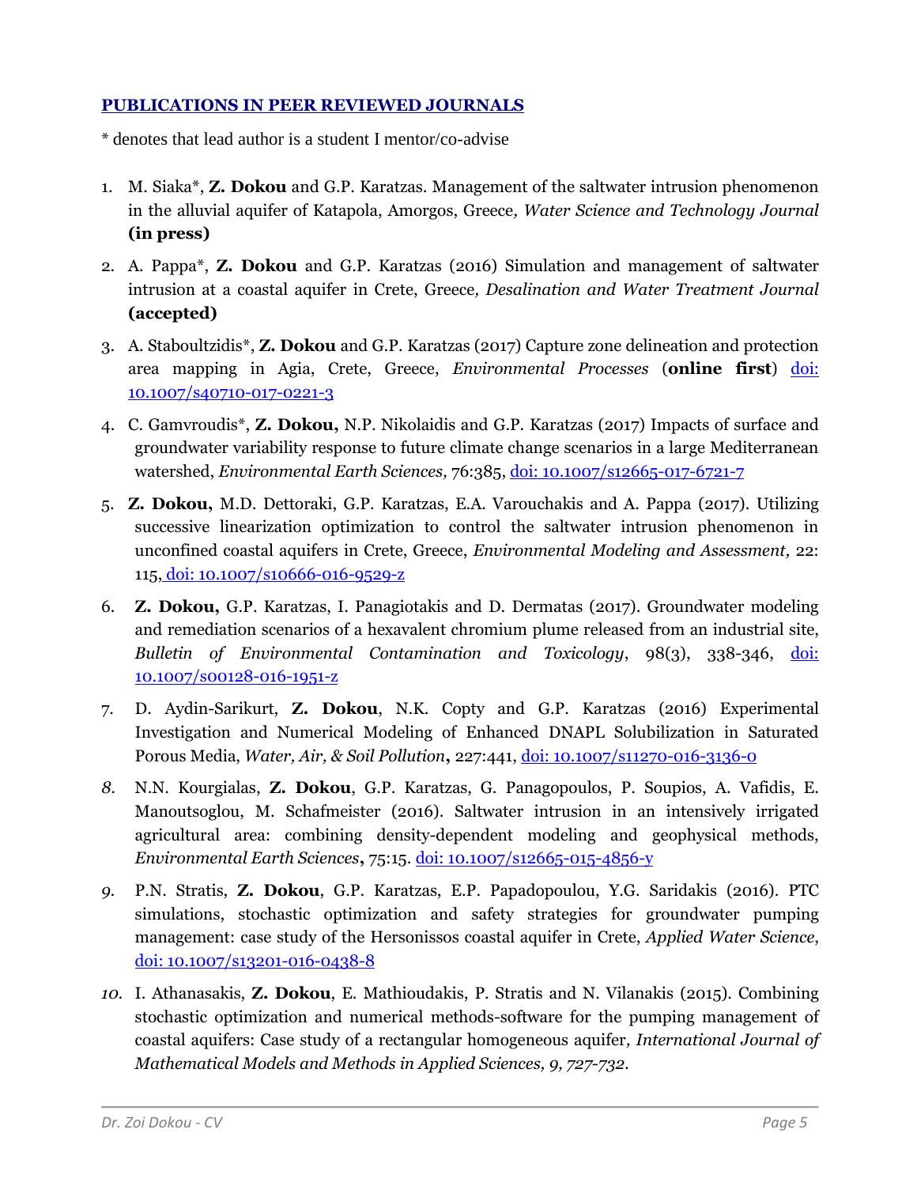## PUBLICATIONS IN PEER REVIEWED JOURNALS

* denotes that lead author is a student I mentor/co-advise

1. M. Siaka*, **Z. Dokou** and G.P. Karatzas. Management of the saltwater intrusion phenomenon in the alluvial aquifer of Katapola, Amorgos, Greece*, Water Science and Technology Journal* **(in press)**

2. A. Pappa*, **Z. Dokou** and G.P. Karatzas (2016) Simulation and management of saltwater intrusion at a coastal aquifer in Crete, Greece*, Desalination and Water Treatment Journal* **(accepted)**

3. A. Staboultzidis*, **Z. Dokou** and G.P. Karatzas (2017) Capture zone delineation and protection area mapping in Agia, Crete, Greece, *Environmental Processes* (**online first**) [doi: 10.1007/s40710-017-0221-3](https://doi.org/10.1007/s40710-017-0221-3)

4. C. Gamvroudis*, **Z. Dokou,** N.P. Nikolaidis and G.P. Karatzas (2017) Impacts of surface and groundwater variability response to future climate change scenarios in a large Mediterranean watershed, *Environmental Earth Sciences,* 76:385, [doi: 10.1007/s12665-017-6721-7](https://doi.org/10.1007/s12665-017-6721-7)

5. **Z. Dokou,** M.D. Dettoraki, G.P. Karatzas, E.A. Varouchakis and A. Pappa (2017). Utilizing successive linearization optimization to control the saltwater intrusion phenomenon in unconfined coastal aquifers in Crete, Greece, *Environmental Modeling and Assessment,* 22: 115, [doi: 10.1007/s10666-016-9529-z](https://doi.org/10.1007/s10666-016-9529-z)

6. **Z. Dokou,** G.P. Karatzas, I. Panagiotakis and D. Dermatas (2017). Groundwater modeling and remediation scenarios of a hexavalent chromium plume released from an industrial site, *Bulletin of Environmental Contamination and Toxicology*, 98(3), 338-346, [doi: 10.1007/s00128-016-1951-z](https://doi.org/10.1007/s00128-016-1951-z)

7. D. Aydin-Sarikurt, **Z. Dokou**, N.K. Copty and G.P. Karatzas (2016) Experimental Investigation and Numerical Modeling of Enhanced DNAPL Solubilization in Saturated Porous Media, *Water, Air, & Soil Pollution***,** 227:441, [doi: 10.1007/s11270-016-3136-0](https://doi.org/10.1007/s11270-016-3136-0)

8. N.N. Kourgialas, **Z. Dokou**, G.P. Karatzas, G. Panagopoulos, P. Soupios, A. Vafidis, E. Manoutsoglou, M. Schafmeister (2016). Saltwater intrusion in an intensively irrigated agricultural area: combining density-dependent modeling and geophysical methods, *Environmental Earth Sciences***,** 75:15. [doi: 10.1007/s12665-015-4856-y](https://doi.org/10.1007/s12665-015-4856-y)

9. P.N. Stratis, **Z. Dokou**, G.P. Karatzas, E.P. Papadopoulou, Y.G. Saridakis (2016). PTC simulations, stochastic optimization and safety strategies for groundwater pumping management: case study of the Hersonissos coastal aquifer in Crete, *Applied Water Science*, [doi: 10.1007/s13201-016-0438-8](https://doi.org/10.1007/s13201-016-0438-8)

10. I. Athanasakis, **Z. Dokou**, E. Mathioudakis, P. Stratis and N. Vilanakis (2015). Combining stochastic optimization and numerical methods-software for the pumping management of coastal aquifers: Case study of a rectangular homogeneous aquifer*, International Journal of Mathematical Models and Methods in Applied Sciences, 9, 727-732.*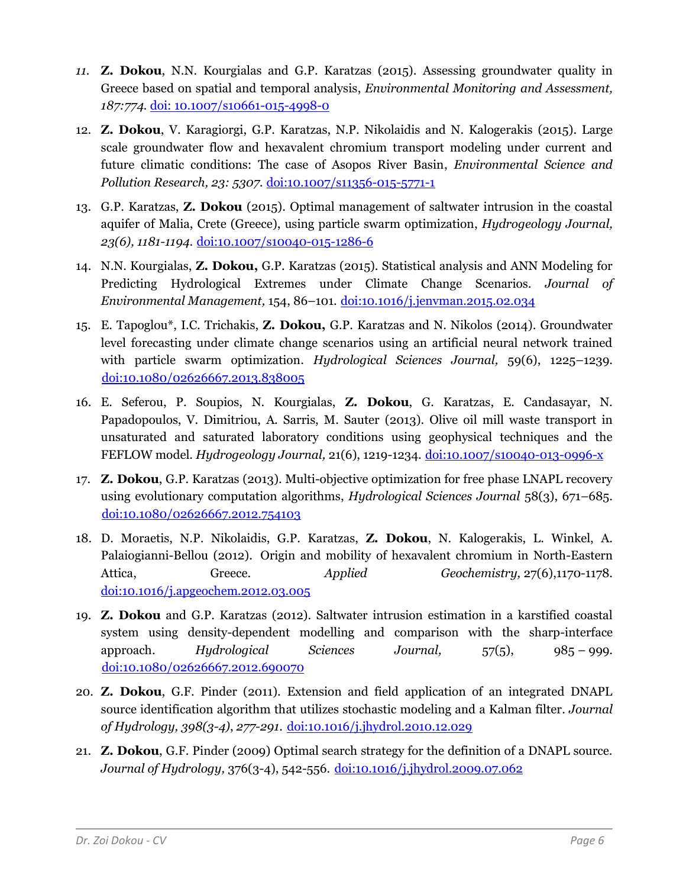11. **Z. Dokou**, N.N. Kourgialas and G.P. Karatzas (2015). Assessing groundwater quality in Greece based on spatial and temporal analysis, *Environmental Monitoring and Assessment, 187:774.* [doi: 10.1007/s10661-015-4998-0](https://doi.org/10.1007/s10661-015-4998-0)

12. **Z. Dokou**, V. Karagiorgi, G.P. Karatzas, N.P. Nikolaidis and N. Kalogerakis (2015). Large scale groundwater flow and hexavalent chromium transport modeling under current and future climatic conditions: The case of Asopos River Basin, *Environmental Science and Pollution Research, 23: 5307.* [doi:10.1007/s11356-015-5771-1](https://doi.org/10.1007/s11356-015-5771-1)

13. G.P. Karatzas, **Z. Dokou** (2015). Optimal management of saltwater intrusion in the coastal aquifer of Malia, Crete (Greece), using particle swarm optimization, *Hydrogeology Journal, 23(6), 1181-1194.* [doi:10.1007/s10040-015-1286-6](https://doi.org/10.1007/s10040-015-1286-6)

14. N.N. Kourgialas, **Z. Dokou,** G.P. Karatzas (2015). Statistical analysis and ANN Modeling for Predicting Hydrological Extremes under Climate Change Scenarios. *Journal of Environmental Management,* 154, 86–101. [doi:10.1016/j.jenvman.2015.02.034](https://doi.org/10.1016/j.jenvman.2015.02.034)

15. E. Tapoglou*, I.C. Trichakis, **Z. Dokou,** G.P. Karatzas and N. Nikolos (2014). Groundwater level forecasting under climate change scenarios using an artificial neural network trained with particle swarm optimization. *Hydrological Sciences Journal,* 59(6), 1225–1239. [doi:10.1080/02626667.2013.838005](https://doi.org/10.1080/02626667.2013.838005)

16. E. Seferou, P. Soupios, N. Kourgialas, **Z. Dokou**, G. Karatzas, E. Candasayar, N. Papadopoulos, V. Dimitriou, A. Sarris, M. Sauter (2013). Olive oil mill waste transport in unsaturated and saturated laboratory conditions using geophysical techniques and the FEFLOW model. *Hydrogeology Journal,* 21(6), 1219-1234. [doi:10.1007/s10040-013-0996-x](https://doi.org/10.1007/s10040-013-0996-x)

17. **Z. Dokou**, G.P. Karatzas (2013). Multi-objective optimization for free phase LNAPL recovery using evolutionary computation algorithms, *Hydrological Sciences Journal* 58(3), 671–685. [doi:10.1080/02626667.2012.754103](https://doi.org/10.1080/02626667.2012.754103)

18. D. Moraetis, N.P. Nikolaidis, G.P. Karatzas, **Z. Dokou**, N. Kalogerakis, L. Winkel, A. Palaiogianni-Bellou (2012). Origin and mobility of hexavalent chromium in North-Eastern Attica, Greece. *Applied Geochemistry,* 27(6),1170-1178. [doi:10.1016/j.apgeochem.2012.03.005](https://doi.org/10.1016/j.apgeochem.2012.03.005)

19. **Z. Dokou** and G.P. Karatzas (2012). Saltwater intrusion estimation in a karstified coastal system using density-dependent modelling and comparison with the sharp-interface approach. *Hydrological Sciences Journal,* 57(5), 985 – 999. [doi:10.1080/02626667.2012.690070](https://doi.org/10.1080/02626667.2012.690070)

20. **Z. Dokou**, G.F. Pinder (2011). Extension and field application of an integrated DNAPL source identification algorithm that utilizes stochastic modeling and a Kalman filter. *Journal of Hydrology, 398(3-4), 277-291.* [doi:10.1016/j.jhydrol.2010.12.029](https://doi.org/10.1016/j.jhydrol.2010.12.029)

21. **Z. Dokou**, G.F. Pinder (2009) Optimal search strategy for the definition of a DNAPL source. *Journal of Hydrology,* 376(3-4), 542-556. [doi:10.1016/j.jhydrol.2009.07.062](https://doi.org/10.1016/j.jhydrol.2009.07.062)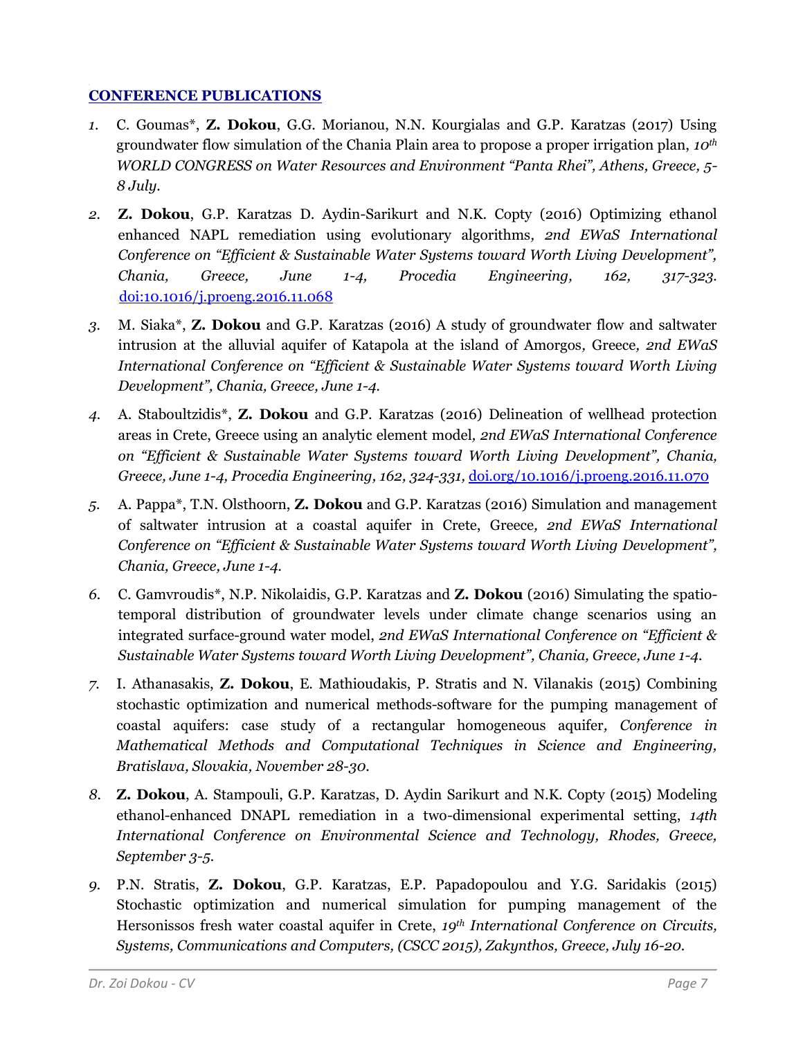## CONFERENCE PUBLICATIONS

1. C. Goumas*, **Z. Dokou**, G.G. Morianou, N.N. Kourgialas and G.P. Karatzas (2017) Using groundwater flow simulation of the Chania Plain area to propose a proper irrigation plan, *10th WORLD CONGRESS on Water Resources and Environment "Panta Rhei", Athens, Greece, 5-8 July.*

2. **Z. Dokou**, G.P. Karatzas D. Aydin-Sarikurt and N.K. Copty (2016) Optimizing ethanol enhanced NAPL remediation using evolutionary algorithms, *2nd EWaS International Conference on "Efficient & Sustainable Water Systems toward Worth Living Development", Chania, Greece, June 1-4, Procedia Engineering, 162, 317-323.* doi:10.1016/j.proeng.2016.11.068

3. M. Siaka*, **Z. Dokou** and G.P. Karatzas (2016) A study of groundwater flow and saltwater intrusion at the alluvial aquifer of Katapola at the island of Amorgos, Greece, *2nd EWaS International Conference on "Efficient & Sustainable Water Systems toward Worth Living Development", Chania, Greece, June 1-4.*

4. A. Staboultzidis*, **Z. Dokou** and G.P. Karatzas (2016) Delineation of wellhead protection areas in Crete, Greece using an analytic element model, *2nd EWaS International Conference on "Efficient & Sustainable Water Systems toward Worth Living Development", Chania, Greece, June 1-4, Procedia Engineering, 162, 324-331,* doi.org/10.1016/j.proeng.2016.11.070

5. A. Pappa*, T.N. Olsthoorn, **Z. Dokou** and G.P. Karatzas (2016) Simulation and management of saltwater intrusion at a coastal aquifer in Crete, Greece, *2nd EWaS International Conference on "Efficient & Sustainable Water Systems toward Worth Living Development", Chania, Greece, June 1-4.*

6. C. Gamvroudis*, N.P. Nikolaidis, G.P. Karatzas and **Z. Dokou** (2016) Simulating the spatio-temporal distribution of groundwater levels under climate change scenarios using an integrated surface-ground water model, *2nd EWaS International Conference on "Efficient & Sustainable Water Systems toward Worth Living Development", Chania, Greece, June 1-4.*

7. I. Athanasakis, **Z. Dokou**, E. Mathioudakis, P. Stratis and N. Vilanakis (2015) Combining stochastic optimization and numerical methods-software for the pumping management of coastal aquifers: case study of a rectangular homogeneous aquifer, *Conference in Mathematical Methods and Computational Techniques in Science and Engineering, Bratislava, Slovakia, November 28-30.*

8. **Z. Dokou**, A. Stampouli, G.P. Karatzas, D. Aydin Sarikurt and N.K. Copty (2015) Modeling ethanol-enhanced DNAPL remediation in a two-dimensional experimental setting, *14th International Conference on Environmental Science and Technology, Rhodes, Greece, September 3-5.*

9. P.N. Stratis, **Z. Dokou**, G.P. Karatzas, E.P. Papadopoulou and Y.G. Saridakis (2015) Stochastic optimization and numerical simulation for pumping management of the Hersonissos fresh water coastal aquifer in Crete, *19th International Conference on Circuits, Systems, Communications and Computers, (CSCC 2015), Zakynthos, Greece, July 16-20.*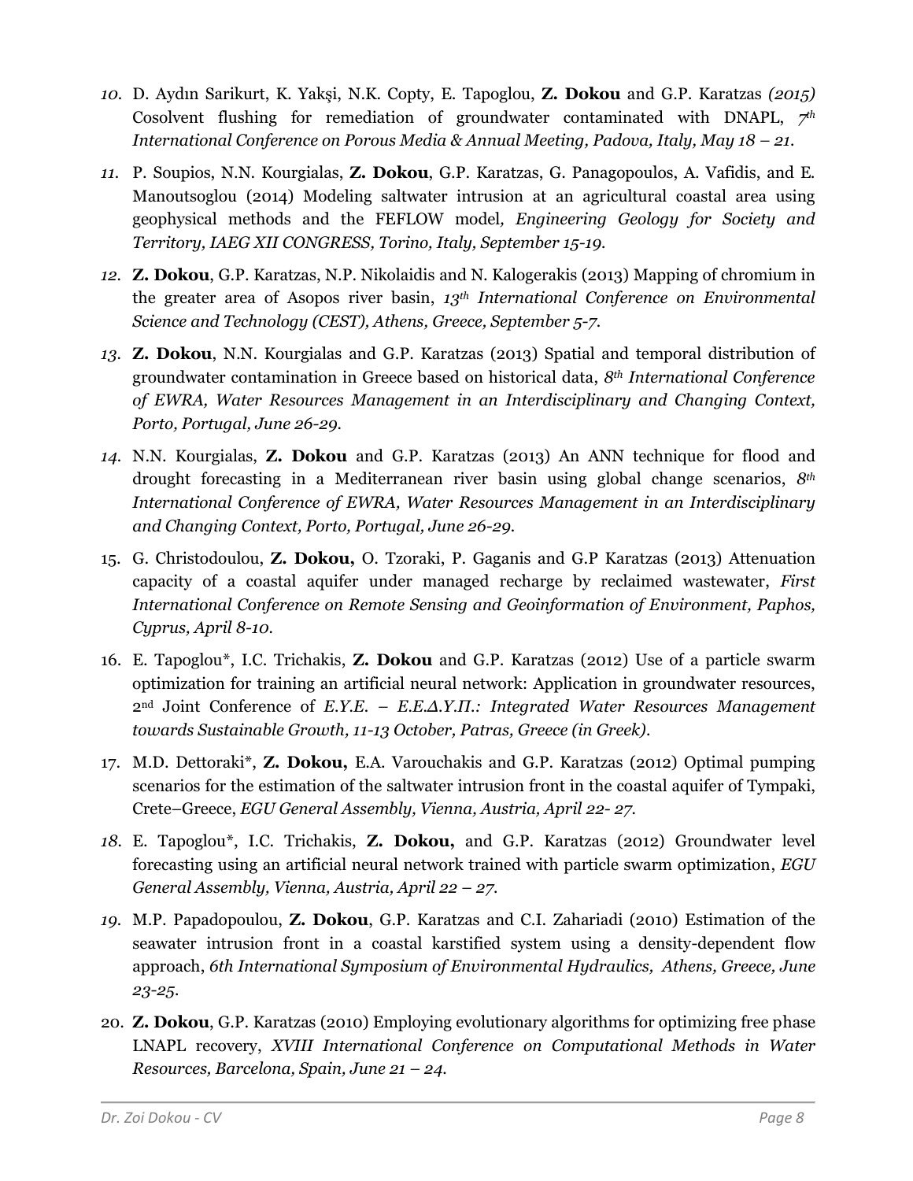10. D. Aydın Sarikurt, K. Yakşi, N.K. Copty, E. Tapoglou, **Z. Dokou** and G.P. Karatzas *(2015)* Cosolvent flushing for remediation of groundwater contaminated with DNAPL, *7th International Conference on Porous Media & Annual Meeting, Padova, Italy, May 18 – 21.*

11. P. Soupios, N.N. Kourgialas, **Z. Dokou**, G.P. Karatzas, G. Panagopoulos, A. Vafidis, and E. Manoutsoglou (2014) Modeling saltwater intrusion at an agricultural coastal area using geophysical methods and the FEFLOW model*, Engineering Geology for Society and Territory, IAEG XII CONGRESS, Torino, Italy, September 15-19.*

12. **Z. Dokou**, G.P. Karatzas, N.P. Nikolaidis and N. Kalogerakis (2013) Mapping of chromium in the greater area of Asopos river basin, *13th International Conference on Environmental Science and Technology (CEST), Athens, Greece, September 5-7.*

13. **Z. Dokou**, N.N. Kourgialas and G.P. Karatzas (2013) Spatial and temporal distribution of groundwater contamination in Greece based on historical data, *8th International Conference of EWRA, Water Resources Management in an Interdisciplinary and Changing Context, Porto, Portugal, June 26-29.*

14. N.N. Kourgialas, **Z. Dokou** and G.P. Karatzas (2013) An ANN technique for flood and drought forecasting in a Mediterranean river basin using global change scenarios, *8th International Conference of EWRA, Water Resources Management in an Interdisciplinary and Changing Context, Porto, Portugal, June 26-29.*

15. G. Christodoulou, **Z. Dokou,** O. Tzoraki, P. Gaganis and G.P Karatzas (2013) Attenuation capacity of a coastal aquifer under managed recharge by reclaimed wastewater, *First International Conference on Remote Sensing and Geoinformation of Environment, Paphos, Cyprus, April 8-10.*

16. E. Tapoglou*, I.C. Trichakis, **Z. Dokou** and G.P. Karatzas (2012) Use of a particle swarm optimization for training an artificial neural network: Application in groundwater resources, 2nd Joint Conference of *E.Y.E. – E.E.Δ.Y.Π.: Integrated Water Resources Management towards Sustainable Growth, 11-13 October, Patras, Greece (in Greek).*

17. M.D. Dettoraki*, **Z. Dokou,** E.A. Varouchakis and G.P. Karatzas (2012) Optimal pumping scenarios for the estimation of the saltwater intrusion front in the coastal aquifer of Tympaki, Crete–Greece, *EGU General Assembly, Vienna, Austria, April 22- 27.*

18. E. Tapoglou*, I.C. Trichakis, **Z. Dokou,** and G.P. Karatzas (2012) Groundwater level forecasting using an artificial neural network trained with particle swarm optimization, *EGU General Assembly, Vienna, Austria, April 22 – 27.*

19. M.P. Papadopoulou, **Z. Dokou**, G.P. Karatzas and C.I. Zahariadi (2010) Estimation of the seawater intrusion front in a coastal karstified system using a density-dependent flow approach, *6th International Symposium of Environmental Hydraulics, Athens, Greece, June 23-25.*

20. **Z. Dokou**, G.P. Karatzas (2010) Employing evolutionary algorithms for optimizing free phase LNAPL recovery, *XVIII International Conference on Computational Methods in Water Resources, Barcelona, Spain, June 21 – 24.*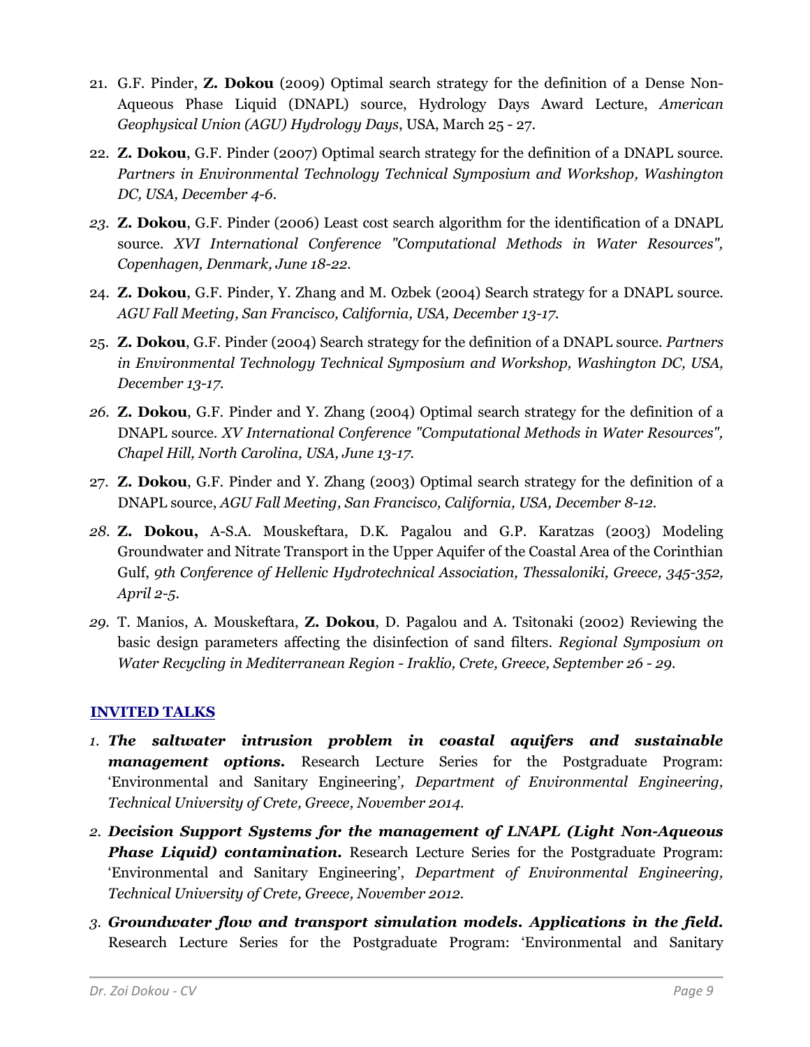21. G.F. Pinder, **Z. Dokou** (2009) Optimal search strategy for the definition of a Dense Non-Aqueous Phase Liquid (DNAPL) source, Hydrology Days Award Lecture, *American Geophysical Union (AGU) Hydrology Days*, USA, March 25 - 27.
22. **Z. Dokou**, G.F. Pinder (2007) Optimal search strategy for the definition of a DNAPL source. *Partners in Environmental Technology Technical Symposium and Workshop, Washington DC, USA, December 4-6.*
23. **Z. Dokou**, G.F. Pinder (2006) Least cost search algorithm for the identification of a DNAPL source. *XVI International Conference "Computational Methods in Water Resources", Copenhagen, Denmark, June 18-22.*
24. **Z. Dokou**, G.F. Pinder, Y. Zhang and M. Ozbek (2004) Search strategy for a DNAPL source. *AGU Fall Meeting, San Francisco, California, USA, December 13-17.*
25. **Z. Dokou**, G.F. Pinder (2004) Search strategy for the definition of a DNAPL source. *Partners in Environmental Technology Technical Symposium and Workshop, Washington DC, USA, December 13-17.*
26. **Z. Dokou**, G.F. Pinder and Y. Zhang (2004) Optimal search strategy for the definition of a DNAPL source. *XV International Conference "Computational Methods in Water Resources", Chapel Hill, North Carolina, USA, June 13-17.*
27. **Z. Dokou**, G.F. Pinder and Y. Zhang (2003) Optimal search strategy for the definition of a DNAPL source, *AGU Fall Meeting, San Francisco, California, USA, December 8-12.*
28. **Z. Dokou,** A-S.A. Mouskeftara, D.K. Pagalou and G.P. Karatzas (2003) Modeling Groundwater and Nitrate Transport in the Upper Aquifer of the Coastal Area of the Corinthian Gulf, *9th Conference of Hellenic Hydrotechnical Association, Thessaloniki, Greece, 345-352, April 2-5.*
29. T. Manios, A. Mouskeftara, **Z. Dokou**, D. Pagalou and A. Tsitonaki (2002) Reviewing the basic design parameters affecting the disinfection of sand filters. *Regional Symposium on Water Recycling in Mediterranean Region - Iraklio, Crete, Greece, September 26 - 29.*

## INVITED TALKS

1. ***The saltwater intrusion problem in coastal aquifers and sustainable management options.*** Research Lecture Series for the Postgraduate Program: 'Environmental and Sanitary Engineering'*, Department of Environmental Engineering, Technical University of Crete, Greece, November 2014.*
2. ***Decision Support Systems for the management of LNAPL (Light Non-Aqueous Phase Liquid) contamination.*** Research Lecture Series for the Postgraduate Program: 'Environmental and Sanitary Engineering', *Department of Environmental Engineering, Technical University of Crete, Greece, November 2012.*
3. ***Groundwater flow and transport simulation models. Applications in the field.*** Research Lecture Series for the Postgraduate Program: 'Environmental and Sanitary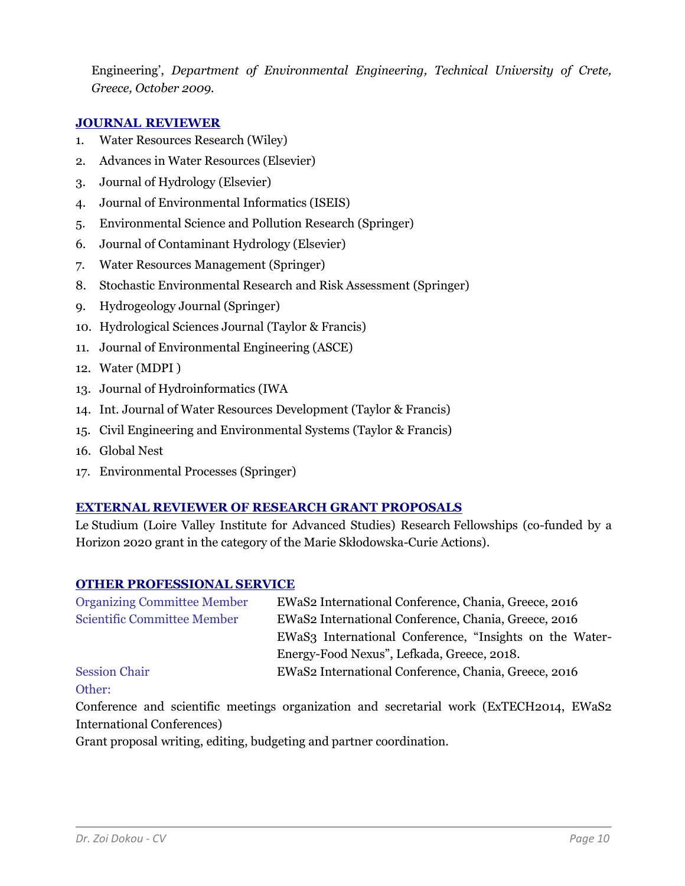Engineering', *Department of Environmental Engineering, Technical University of Crete, Greece, October 2009.*

## JOURNAL REVIEWER

1. Water Resources Research (Wiley)
2. Advances in Water Resources (Elsevier)
3. Journal of Hydrology (Elsevier)
4. Journal of Environmental Informatics (ISEIS)
5. Environmental Science and Pollution Research (Springer)
6. Journal of Contaminant Hydrology (Elsevier)
7. Water Resources Management (Springer)
8. Stochastic Environmental Research and Risk Assessment (Springer)
9. Hydrogeology Journal (Springer)
10. Hydrological Sciences Journal (Taylor & Francis)
11. Journal of Environmental Engineering (ASCE)
12. Water (MDPI )
13. Journal of Hydroinformatics (IWA
14. Int. Journal of Water Resources Development (Taylor & Francis)
15. Civil Engineering and Environmental Systems (Taylor & Francis)
16. Global Nest
17. Environmental Processes (Springer)

## EXTERNAL REVIEWER OF RESEARCH GRANT PROPOSALS

Le Studium (Loire Valley Institute for Advanced Studies) Research Fellowships (co-funded by a Horizon 2020 grant in the category of the Marie Skłodowska-Curie Actions).

## OTHER PROFESSIONAL SERVICE

| | |
|---|---|
| Organizing Committee Member | EWaS2 International Conference, Chania, Greece, 2016 |
| Scientific Committee Member | EWaS2 International Conference, Chania, Greece, 2016 |
| | EWaS3 International Conference, "Insights on the Water-Energy-Food Nexus", Lefkada, Greece, 2018. |
| Session Chair | EWaS2 International Conference, Chania, Greece, 2016 |

Other:

Conference and scientific meetings organization and secretarial work (ExTECH2014, EWaS2 International Conferences)

Grant proposal writing, editing, budgeting and partner coordination.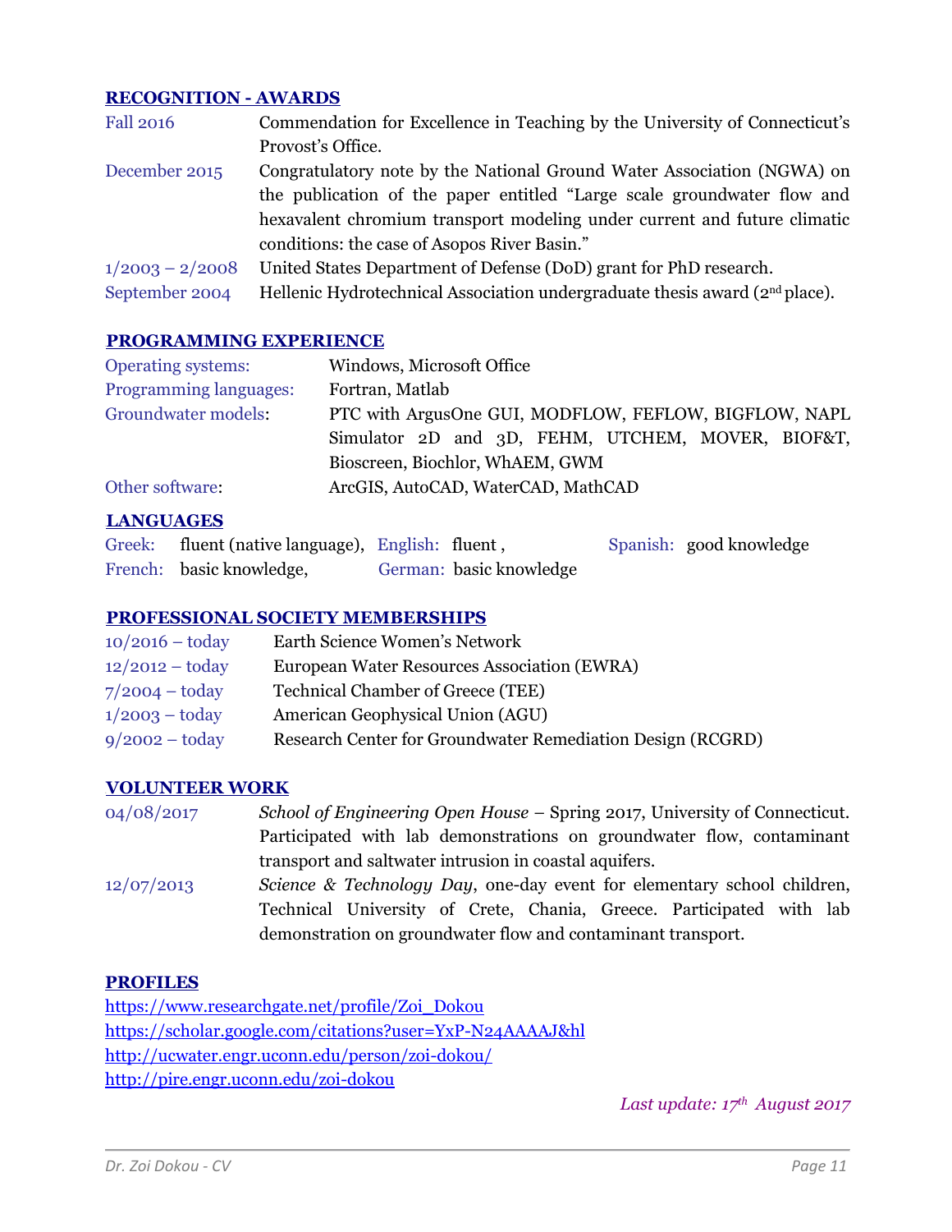## RECOGNITION - AWARDS

| | |
|---|---|
| Fall 2016 | Commendation for Excellence in Teaching by the University of Connecticut's Provost's Office. |
| December 2015 | Congratulatory note by the National Ground Water Association (NGWA) on the publication of the paper entitled "Large scale groundwater flow and hexavalent chromium transport modeling under current and future climatic conditions: the case of Asopos River Basin." |
| 1/2003 – 2/2008 | United States Department of Defense (DoD) grant for PhD research. |
| September 2004 | Hellenic Hydrotechnical Association undergraduate thesis award (2nd place). |

## PROGRAMMING EXPERIENCE

| | |
|---|---|
| Operating systems: | Windows, Microsoft Office |
| Programming languages: | Fortran, Matlab |
| Groundwater models: | PTC with ArgusOne GUI, MODFLOW, FEFLOW, BIGFLOW, NAPL Simulator 2D and 3D, FEHM, UTCHEM, MOVER, BIOF&T, Bioscreen, Biochlor, WhAEM, GWM |
| Other software: | ArcGIS, AutoCAD, WaterCAD, MathCAD |

## LANGUAGES

Greek: fluent (native language), English: fluent , Spanish: good knowledge
French: basic knowledge, German: basic knowledge

## PROFESSIONAL SOCIETY MEMBERSHIPS

| | |
|---|---|
| 10/2016 – today | Earth Science Women's Network |
| 12/2012 – today | European Water Resources Association (EWRA) |
| 7/2004 – today | Technical Chamber of Greece (TEE) |
| 1/2003 – today | American Geophysical Union (AGU) |
| 9/2002 – today | Research Center for Groundwater Remediation Design (RCGRD) |

## VOLUNTEER WORK

| | |
|---|---|
| 04/08/2017 | *School of Engineering Open House* – Spring 2017, University of Connecticut. Participated with lab demonstrations on groundwater flow, contaminant transport and saltwater intrusion in coastal aquifers. |
| 12/07/2013 | *Science & Technology Day*, one-day event for elementary school children, Technical University of Crete, Chania, Greece. Participated with lab demonstration on groundwater flow and contaminant transport. |

## PROFILES

https://www.researchgate.net/profile/Zoi_Dokou
https://scholar.google.com/citations?user=YxP-N24AAAAJ&hl
http://ucwater.engr.uconn.edu/person/zoi-dokou/
http://pire.engr.uconn.edu/zoi-dokou

*Last update: 17th August 2017*